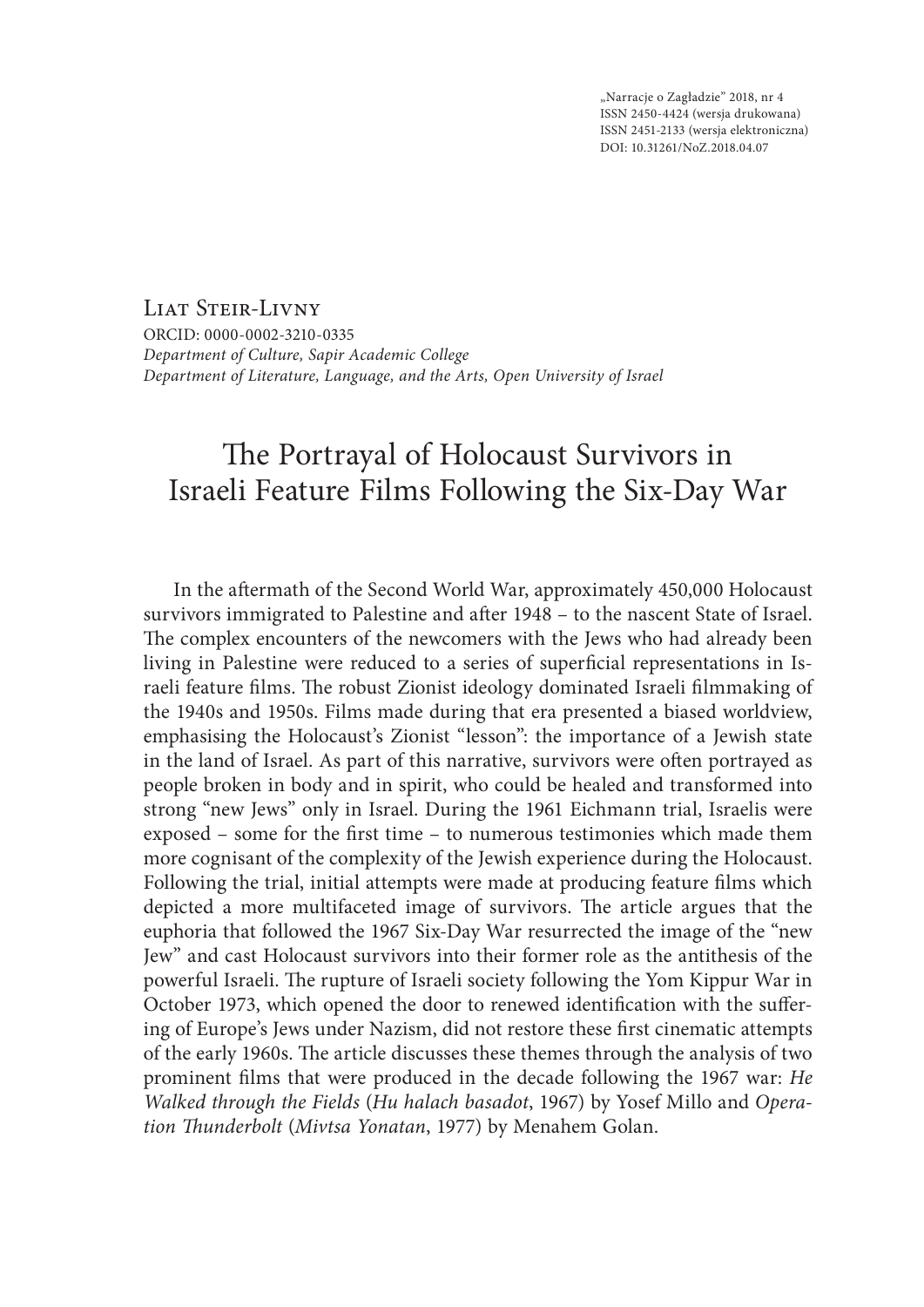„Narracje o Zagładzie" 2018, nr 4
ISSN 2450-4424 (wersja drukowana)
ISSN 2451-2133 (wersja elektroniczna)
DOI: 10.31261/NoZ.2018.04.07

Liat Steir-Livny
ORCID: 0000-0002-3210-0335
*Department of Culture, Sapir Academic College*
*Department of Literature, Language, and the Arts, Open University of Israel*

# The Portrayal of Holocaust Survivors in Israeli Feature Films Following the Six-Day War

In the aftermath of the Second World War, approximately 450,000 Holocaust survivors immigrated to Palestine and after 1948 – to the nascent State of Israel. The complex encounters of the newcomers with the Jews who had already been living in Palestine were reduced to a series of superficial representations in Israeli feature films. The robust Zionist ideology dominated Israeli filmmaking of the 1940s and 1950s. Films made during that era presented a biased worldview, emphasising the Holocaust's Zionist "lesson": the importance of a Jewish state in the land of Israel. As part of this narrative, survivors were often portrayed as people broken in body and in spirit, who could be healed and transformed into strong "new Jews" only in Israel. During the 1961 Eichmann trial, Israelis were exposed – some for the first time – to numerous testimonies which made them more cognisant of the complexity of the Jewish experience during the Holocaust. Following the trial, initial attempts were made at producing feature films which depicted a more multifaceted image of survivors. The article argues that the euphoria that followed the 1967 Six-Day War resurrected the image of the "new Jew" and cast Holocaust survivors into their former role as the antithesis of the powerful Israeli. The rupture of Israeli society following the Yom Kippur War in October 1973, which opened the door to renewed identification with the suffering of Europe's Jews under Nazism, did not restore these first cinematic attempts of the early 1960s. The article discusses these themes through the analysis of two prominent films that were produced in the decade following the 1967 war: *He Walked through the Fields* (*Hu halach basadot*, 1967) by Yosef Millo and *Operation Thunderbolt* (*Mivtsa Yonatan*, 1977) by Menahem Golan.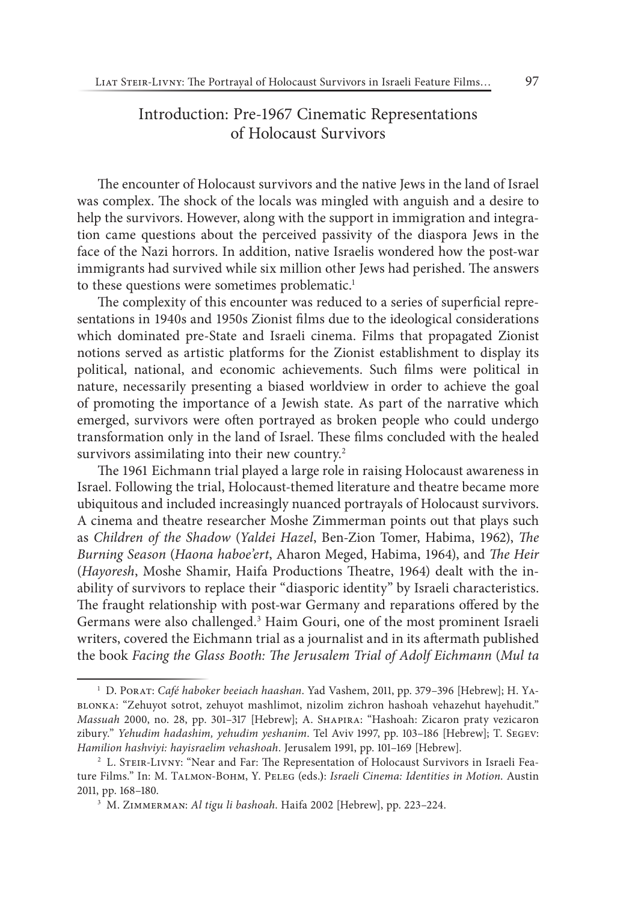## Introduction: Pre-1967 Cinematic Representations of Holocaust Survivors

The encounter of Holocaust survivors and the native Jews in the land of Israel was complex. The shock of the locals was mingled with anguish and a desire to help the survivors. However, along with the support in immigration and integration came questions about the perceived passivity of the diaspora Jews in the face of the Nazi horrors. In addition, native Israelis wondered how the post-war immigrants had survived while six million other Jews had perished. The answers to these questions were sometimes problematic.[1]

The complexity of this encounter was reduced to a series of superficial representations in 1940s and 1950s Zionist films due to the ideological considerations which dominated pre-State and Israeli cinema. Films that propagated Zionist notions served as artistic platforms for the Zionist establishment to display its political, national, and economic achievements. Such films were political in nature, necessarily presenting a biased worldview in order to achieve the goal of promoting the importance of a Jewish state. As part of the narrative which emerged, survivors were often portrayed as broken people who could undergo transformation only in the land of Israel. These films concluded with the healed survivors assimilating into their new country.[2]

The 1961 Eichmann trial played a large role in raising Holocaust awareness in Israel. Following the trial, Holocaust-themed literature and theatre became more ubiquitous and included increasingly nuanced portrayals of Holocaust survivors. A cinema and theatre researcher Moshe Zimmerman points out that plays such as *Children of the Shadow* (*Yaldei Hazel*, Ben-Zion Tomer, Habima, 1962), *The Burning Season* (*Haona haboe'ert*, Aharon Meged, Habima, 1964), and *The Heir* (*Hayoresh*, Moshe Shamir, Haifa Productions Theatre, 1964) dealt with the inability of survivors to replace their "diasporic identity" by Israeli characteristics. The fraught relationship with post-war Germany and reparations offered by the Germans were also challenged.[3] Haim Gouri, one of the most prominent Israeli writers, covered the Eichmann trial as a journalist and in its aftermath published the book *Facing the Glass Booth: The Jerusalem Trial of Adolf Eichmann* (*Mul ta*

---

[1] D. Porat: *Café haboker beeiach haashan*. Yad Vashem, 2011, pp. 379–396 [Hebrew]; H. Yablonka: "Zehuyot sotrot, zehuyot mashlimot, nizolim zichron hashoah vehazehut hayehudit." *Massuah* 2000, no. 28, pp. 301–317 [Hebrew]; A. Shapira: "Hashoah: Zicaron praty vezicaron zibury." *Yehudim hadashim, yehudim yeshanim*. Tel Aviv 1997, pp. 103–186 [Hebrew]; T. Segev: *Hamilion hashviyi: hayisraelim vehashoah*. Jerusalem 1991, pp. 101–169 [Hebrew].

[2] L. Steir-Livny: "Near and Far: The Representation of Holocaust Survivors in Israeli Feature Films." In: M. Talmon-Bohm, Y. Peleg (eds.): *Israeli Cinema: Identities in Motion*. Austin 2011, pp. 168–180.

[3] M. Zimmerman: *Al tigu li bashoah*. Haifa 2002 [Hebrew], pp. 223–224.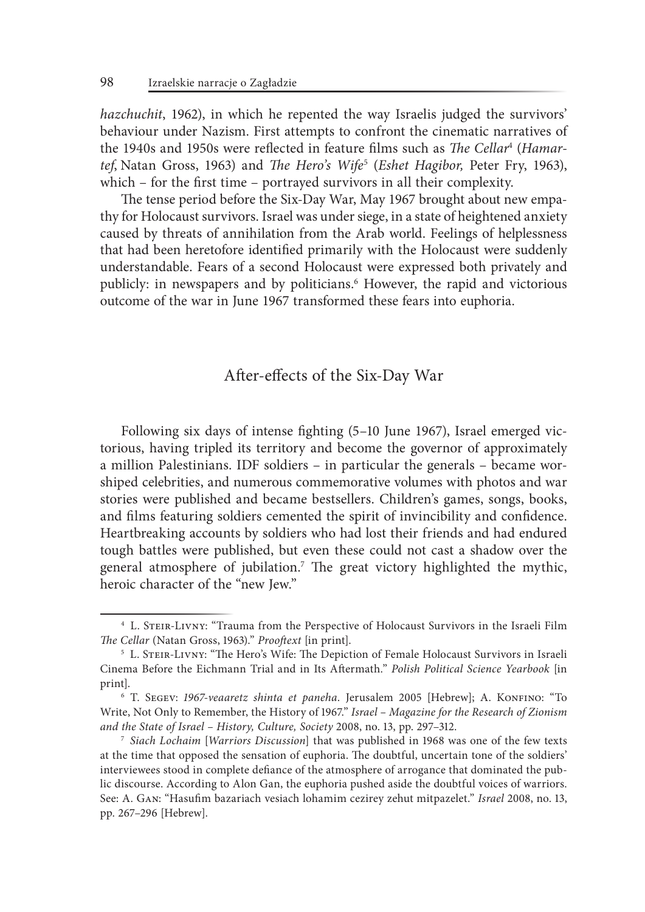*hazchuchit*, 1962), in which he repented the way Israelis judged the survivors' behaviour under Nazism. First attempts to confront the cinematic narratives of the 1940s and 1950s were reflected in feature films such as *The Cellar*[4] (*Hamartef*, Natan Gross, 1963) and *The Hero's Wife*[5] (*Eshet Hagibor,* Peter Fry, 1963), which – for the first time – portrayed survivors in all their complexity.

The tense period before the Six-Day War, May 1967 brought about new empathy for Holocaust survivors. Israel was under siege, in a state of heightened anxiety caused by threats of annihilation from the Arab world. Feelings of helplessness that had been heretofore identified primarily with the Holocaust were suddenly understandable. Fears of a second Holocaust were expressed both privately and publicly: in newspapers and by politicians.[6] However, the rapid and victorious outcome of the war in June 1967 transformed these fears into euphoria.

## After-effects of the Six-Day War

Following six days of intense fighting (5–10 June 1967), Israel emerged victorious, having tripled its territory and become the governor of approximately a million Palestinians. IDF soldiers – in particular the generals – became worshiped celebrities, and numerous commemorative volumes with photos and war stories were published and became bestsellers. Children's games, songs, books, and films featuring soldiers cemented the spirit of invincibility and confidence. Heartbreaking accounts by soldiers who had lost their friends and had endured tough battles were published, but even these could not cast a shadow over the general atmosphere of jubilation.[7] The great victory highlighted the mythic, heroic character of the "new Jew."

---

[4] L. Steir-Livny: "Trauma from the Perspective of Holocaust Survivors in the Israeli Film *The Cellar* (Natan Gross, 1963)." *Prooftext* [in print].

[5] L. Steir-Livny: "The Hero's Wife: The Depiction of Female Holocaust Survivors in Israeli Cinema Before the Eichmann Trial and in Its Aftermath." *Polish Political Science Yearbook* [in print].

[6] T. Segev: *1967-veaaretz shinta et paneha*. Jerusalem 2005 [Hebrew]; A. Konfino: "To Write, Not Only to Remember, the History of 1967." *Israel – Magazine for the Research of Zionism and the State of Israel – History, Culture, Society* 2008, no. 13, pp. 297–312.

[7] *Siach Lochaim* [*Warriors Discussion*] that was published in 1968 was one of the few texts at the time that opposed the sensation of euphoria. The doubtful, uncertain tone of the soldiers' interviewees stood in complete defiance of the atmosphere of arrogance that dominated the public discourse. According to Alon Gan, the euphoria pushed aside the doubtful voices of warriors. See: A. Gan: "Hasufim bazariach vesiach lohamim cezirey zehut mitpazelet." *Israel* 2008, no. 13, pp. 267–296 [Hebrew].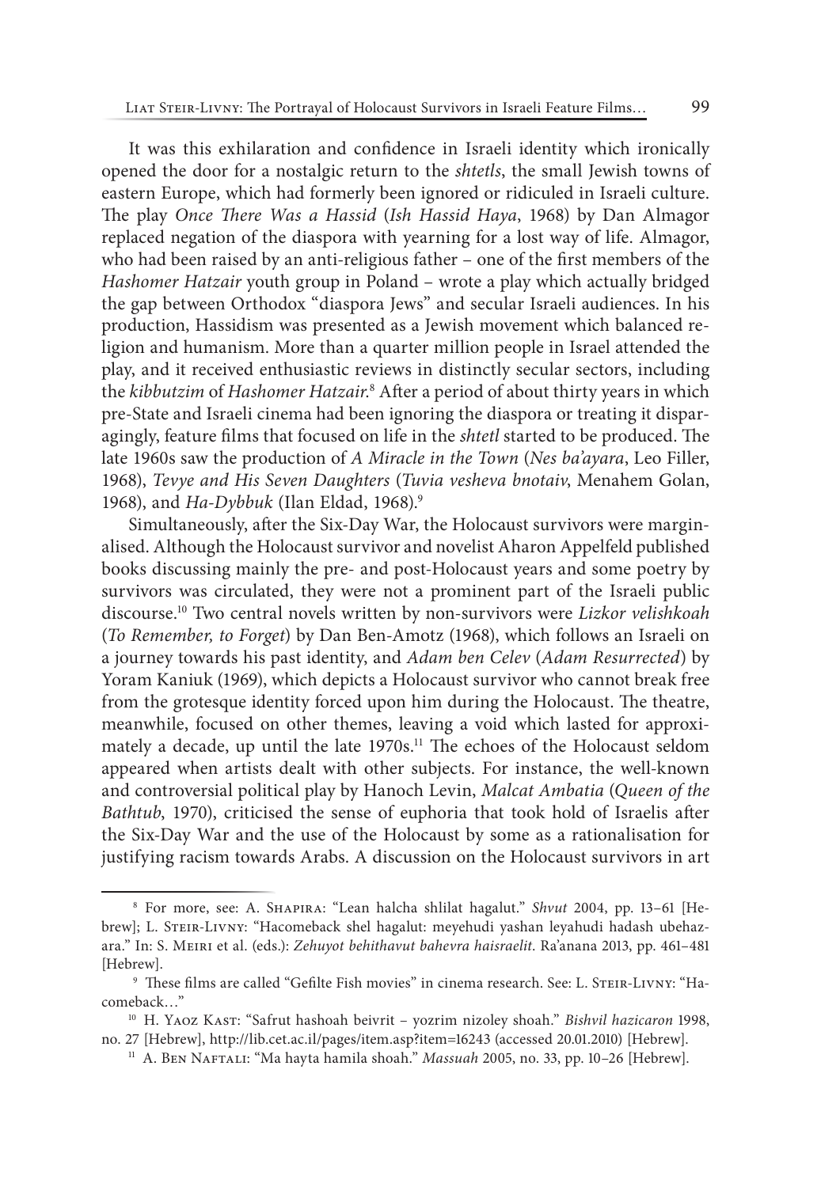It was this exhilaration and confidence in Israeli identity which ironically opened the door for a nostalgic return to the *shtetls*, the small Jewish towns of eastern Europe, which had formerly been ignored or ridiculed in Israeli culture. The play *Once There Was a Hassid* (*Ish Hassid Haya*, 1968) by Dan Almagor replaced negation of the diaspora with yearning for a lost way of life. Almagor, who had been raised by an anti-religious father – one of the first members of the *Hashomer Hatzair* youth group in Poland – wrote a play which actually bridged the gap between Orthodox "diaspora Jews" and secular Israeli audiences. In his production, Hassidism was presented as a Jewish movement which balanced religion and humanism. More than a quarter million people in Israel attended the play, and it received enthusiastic reviews in distinctly secular sectors, including the *kibbutzim* of *Hashomer Hatzair*.[8] After a period of about thirty years in which pre-State and Israeli cinema had been ignoring the diaspora or treating it disparagingly, feature films that focused on life in the *shtetl* started to be produced. The late 1960s saw the production of *A Miracle in the Town* (*Nes ba'ayara*, Leo Filler, 1968), *Tevye and His Seven Daughters* (*Tuvia vesheva bnotaiv*, Menahem Golan, 1968), and *Ha-Dybbuk* (Ilan Eldad, 1968).[9]

Simultaneously, after the Six-Day War, the Holocaust survivors were marginalised. Although the Holocaust survivor and novelist Aharon Appelfeld published books discussing mainly the pre- and post-Holocaust years and some poetry by survivors was circulated, they were not a prominent part of the Israeli public discourse.[10] Two central novels written by non-survivors were *Lizkor velishkoah* (*To Remember, to Forget*) by Dan Ben-Amotz (1968), which follows an Israeli on a journey towards his past identity, and *Adam ben Celev* (*Adam Resurrected*) by Yoram Kaniuk (1969), which depicts a Holocaust survivor who cannot break free from the grotesque identity forced upon him during the Holocaust. The theatre, meanwhile, focused on other themes, leaving a void which lasted for approximately a decade, up until the late 1970s.[11] The echoes of the Holocaust seldom appeared when artists dealt with other subjects. For instance, the well-known and controversial political play by Hanoch Levin, *Malcat Ambatia* (*Queen of the Bathtub*, 1970), criticised the sense of euphoria that took hold of Israelis after the Six-Day War and the use of the Holocaust by some as a rationalisation for justifying racism towards Arabs. A discussion on the Holocaust survivors in art

---

[8] For more, see: A. Shapira: "Lean halcha shlilat hagalut." *Shvut* 2004, pp. 13–61 [Hebrew]; L. Steir-Livny: "Hacomeback shel hagalut: meyehudi yashan leyahudi hadash ubehazara." In: S. Meiri et al. (eds.): *Zehuyot behithavut bahevra haisraelit*. Ra'anana 2013, pp. 461–481 [Hebrew].

[9] These films are called "Gefilte Fish movies" in cinema research. See: L. Steir-Livny: "Hacomeback…"

[10] H. Yaoz Kast: "Safrut hashoah beivrit – yozrim nizoley shoah." *Bishvil hazicaron* 1998, no. 27 [Hebrew], http://lib.cet.ac.il/pages/item.asp?item=16243 (accessed 20.01.2010) [Hebrew].

[11] A. Ben Naftali: "Ma hayta hamila shoah." *Massuah* 2005, no. 33, pp. 10–26 [Hebrew].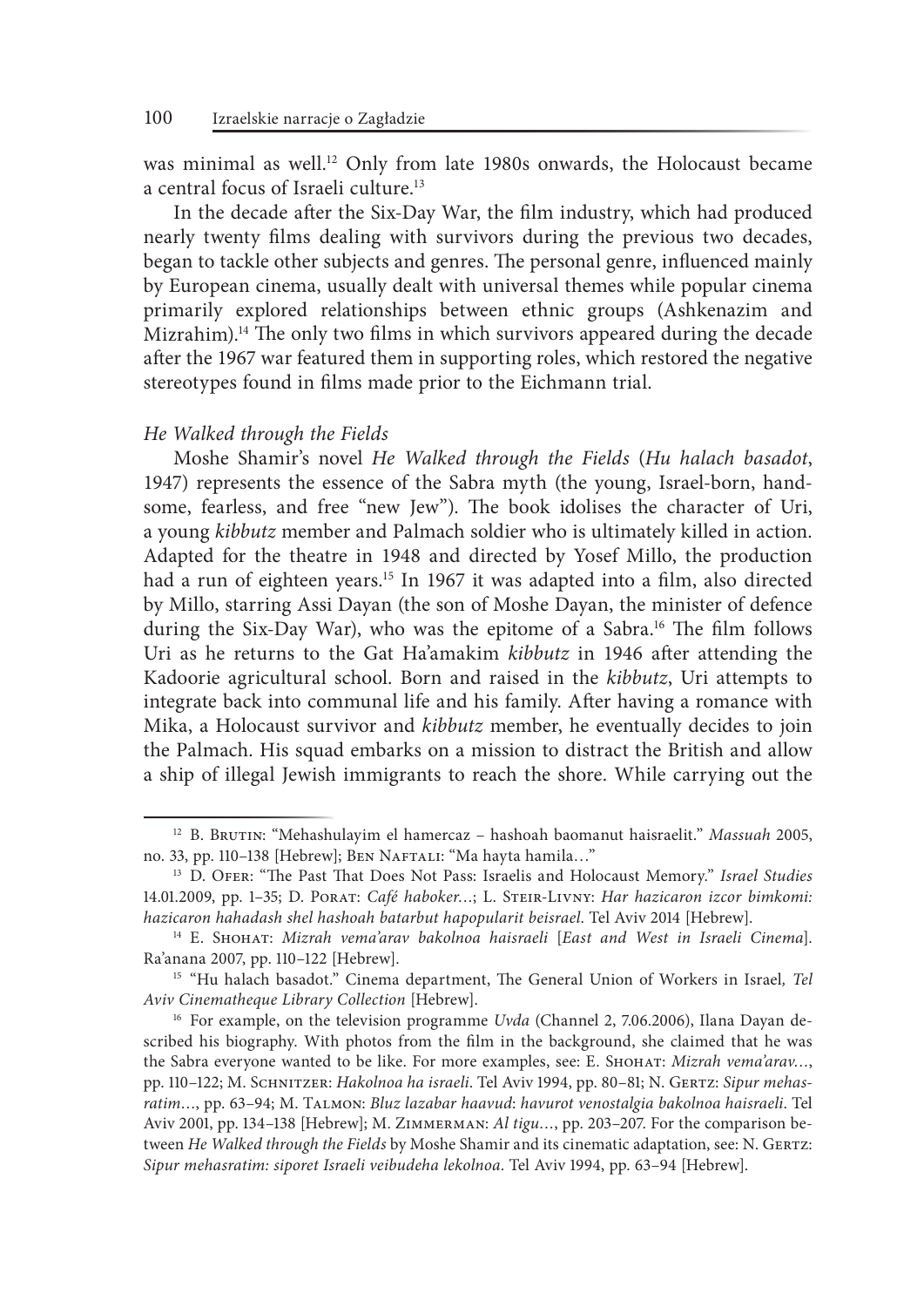was minimal as well.[12] Only from late 1980s onwards, the Holocaust became a central focus of Israeli culture.[13]

In the decade after the Six-Day War, the film industry, which had produced nearly twenty films dealing with survivors during the previous two decades, began to tackle other subjects and genres. The personal genre, influenced mainly by European cinema, usually dealt with universal themes while popular cinema primarily explored relationships between ethnic groups (Ashkenazim and Mizrahim).[14] The only two films in which survivors appeared during the decade after the 1967 war featured them in supporting roles, which restored the negative stereotypes found in films made prior to the Eichmann trial.

*He Walked through the Fields*

Moshe Shamir's novel *He Walked through the Fields* (*Hu halach basadot*, 1947) represents the essence of the Sabra myth (the young, Israel-born, handsome, fearless, and free "new Jew"). The book idolises the character of Uri, a young *kibbutz* member and Palmach soldier who is ultimately killed in action. Adapted for the theatre in 1948 and directed by Yosef Millo, the production had a run of eighteen years.[15] In 1967 it was adapted into a film, also directed by Millo, starring Assi Dayan (the son of Moshe Dayan, the minister of defence during the Six-Day War), who was the epitome of a Sabra.[16] The film follows Uri as he returns to the Gat Ha'amakim *kibbutz* in 1946 after attending the Kadoorie agricultural school. Born and raised in the *kibbutz*, Uri attempts to integrate back into communal life and his family. After having a romance with Mika, a Holocaust survivor and *kibbutz* member, he eventually decides to join the Palmach. His squad embarks on a mission to distract the British and allow a ship of illegal Jewish immigrants to reach the shore. While carrying out the

---

[12] B. Brutin: "Mehashulayim el hamercaz – hashoah baomanut haisraelit." *Massuah* 2005, no. 33, pp. 110–138 [Hebrew]; Ben Naftali: "Ma hayta hamila…"

[13] D. Ofer: "The Past That Does Not Pass: Israelis and Holocaust Memory." *Israel Studies* 14.01.2009, pp. 1–35; D. Porat: *Café haboker…*; L. Steir-Livny: *Har hazicaron izcor bimkomi: hazicaron hahadash shel hashoah batarbut hapopularit beisrael*. Tel Aviv 2014 [Hebrew].

[14] E. Shohat: *Mizrah vema'arav bakolnoa haisraeli* [*East and West in Israeli Cinema*]. Ra'anana 2007, pp. 110–122 [Hebrew].

[15] "Hu halach basadot." Cinema department, The General Union of Workers in Israel*, Tel Aviv Cinematheque Library Collection* [Hebrew].

[16] For example, on the television programme *Uvda* (Channel 2, 7.06.2006), Ilana Dayan described his biography. With photos from the film in the background, she claimed that he was the Sabra everyone wanted to be like. For more examples, see: E. Shohat: *Mizrah vema'arav…*, pp. 110–122; M. Schnitzer: *Hakolnoa ha israeli*. Tel Aviv 1994, pp. 80–81; N. Gertz: *Sipur mehasratim…*, pp. 63–94; M. Talmon: *Bluz lazabar haavud*: *havurot venostalgia bakolnoa haisraeli*. Tel Aviv 2001, pp. 134–138 [Hebrew]; M. Zimmerman: *Al tigu…*, pp. 203–207. For the comparison between *He Walked through the Fields* by Moshe Shamir and its cinematic adaptation, see: N. Gertz: *Sipur mehasratim: siporet Israeli veibudeha lekolnoa*. Tel Aviv 1994, pp. 63–94 [Hebrew].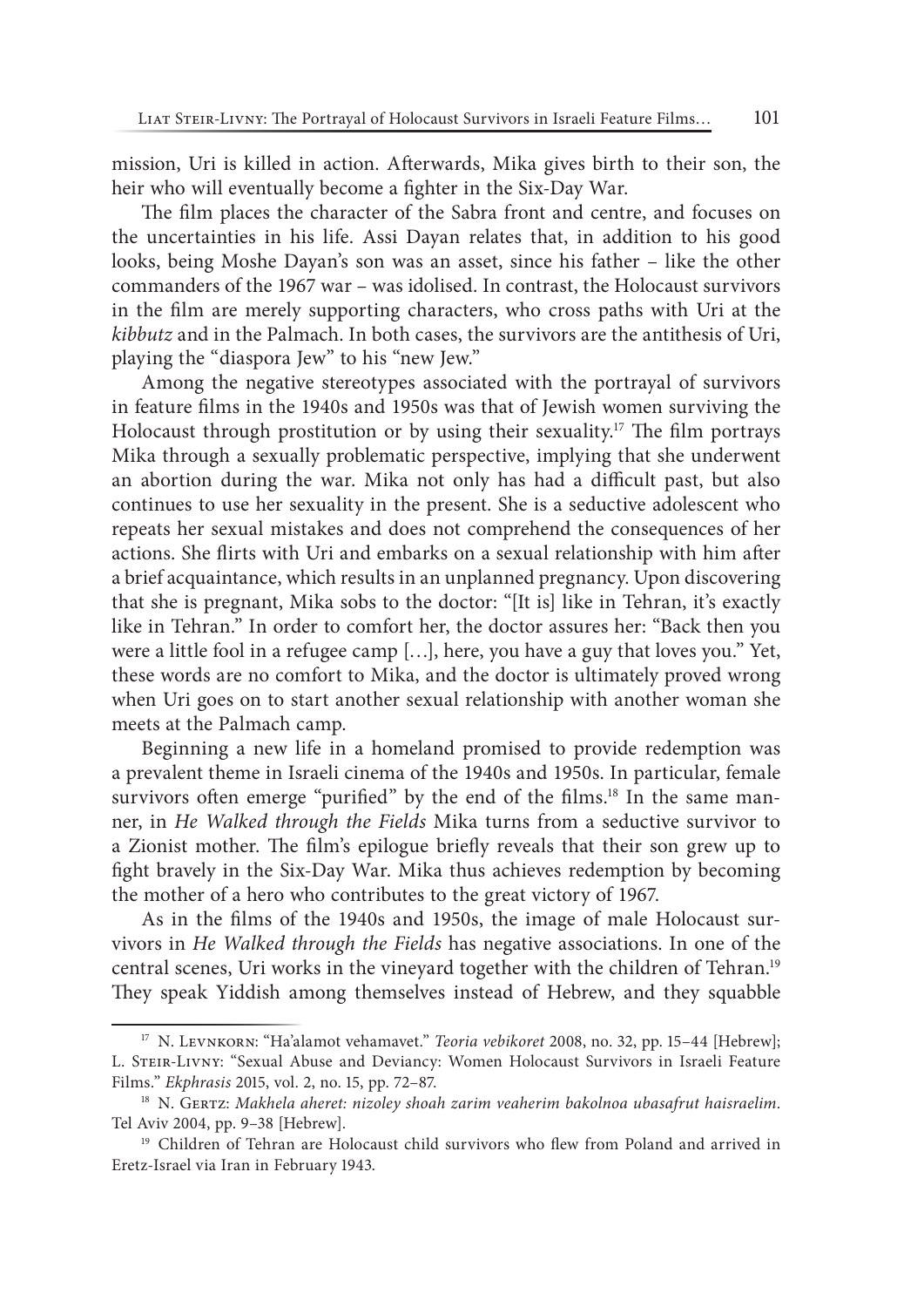mission, Uri is killed in action. Afterwards, Mika gives birth to their son, the heir who will eventually become a fighter in the Six-Day War.

The film places the character of the Sabra front and centre, and focuses on the uncertainties in his life. Assi Dayan relates that, in addition to his good looks, being Moshe Dayan's son was an asset, since his father – like the other commanders of the 1967 war – was idolised. In contrast, the Holocaust survivors in the film are merely supporting characters, who cross paths with Uri at the *kibbutz* and in the Palmach. In both cases, the survivors are the antithesis of Uri, playing the "diaspora Jew" to his "new Jew."

Among the negative stereotypes associated with the portrayal of survivors in feature films in the 1940s and 1950s was that of Jewish women surviving the Holocaust through prostitution or by using their sexuality.[17] The film portrays Mika through a sexually problematic perspective, implying that she underwent an abortion during the war. Mika not only has had a difficult past, but also continues to use her sexuality in the present. She is a seductive adolescent who repeats her sexual mistakes and does not comprehend the consequences of her actions. She flirts with Uri and embarks on a sexual relationship with him after a brief acquaintance, which results in an unplanned pregnancy. Upon discovering that she is pregnant, Mika sobs to the doctor: "[It is] like in Tehran, it's exactly like in Tehran." In order to comfort her, the doctor assures her: "Back then you were a little fool in a refugee camp […], here, you have a guy that loves you." Yet, these words are no comfort to Mika, and the doctor is ultimately proved wrong when Uri goes on to start another sexual relationship with another woman she meets at the Palmach camp.

Beginning a new life in a homeland promised to provide redemption was a prevalent theme in Israeli cinema of the 1940s and 1950s. In particular, female survivors often emerge "purified" by the end of the films.[18] In the same manner, in *He Walked through the Fields* Mika turns from a seductive survivor to a Zionist mother. The film's epilogue briefly reveals that their son grew up to fight bravely in the Six-Day War. Mika thus achieves redemption by becoming the mother of a hero who contributes to the great victory of 1967.

As in the films of the 1940s and 1950s, the image of male Holocaust survivors in *He Walked through the Fields* has negative associations. In one of the central scenes, Uri works in the vineyard together with the children of Tehran.[19] They speak Yiddish among themselves instead of Hebrew, and they squabble

---

[17] N. Levnkorn: "Ha'alamot vehamavet." *Teoria vebikoret* 2008, no. 32, pp. 15–44 [Hebrew]; L. Steir-Livny: "Sexual Abuse and Deviancy: Women Holocaust Survivors in Israeli Feature Films." *Ekphrasis* 2015, vol. 2, no. 15, pp. 72–87.

[18] N. Gertz: *Makhela aheret: nizoley shoah zarim veaherim bakolnoa ubasafrut haisraelim*. Tel Aviv 2004, pp. 9–38 [Hebrew].

[19] Children of Tehran are Holocaust child survivors who flew from Poland and arrived in Eretz-Israel via Iran in February 1943.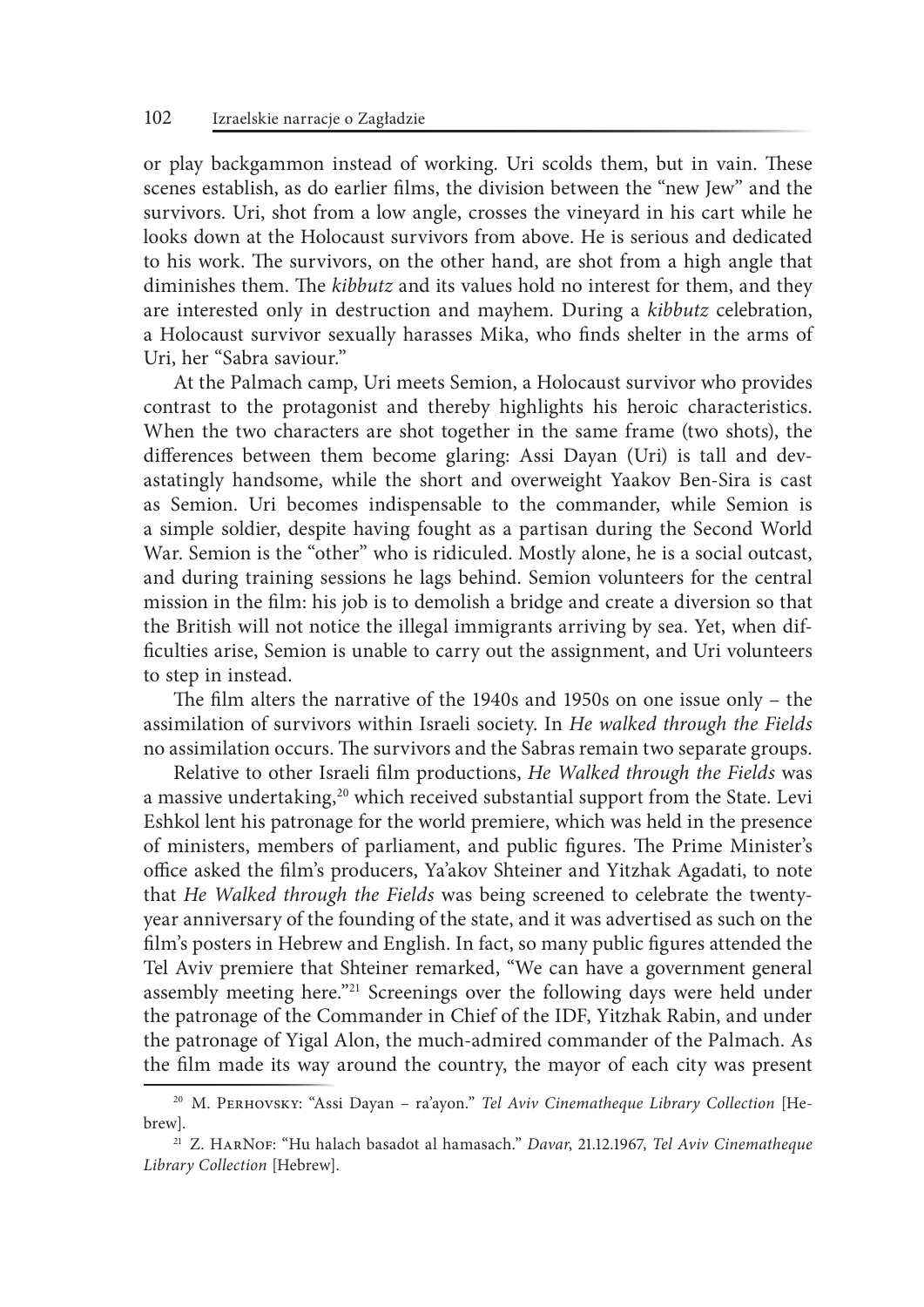or play backgammon instead of working. Uri scolds them, but in vain. These scenes establish, as do earlier films, the division between the "new Jew" and the survivors. Uri, shot from a low angle, crosses the vineyard in his cart while he looks down at the Holocaust survivors from above. He is serious and dedicated to his work. The survivors, on the other hand, are shot from a high angle that diminishes them. The *kibbutz* and its values hold no interest for them, and they are interested only in destruction and mayhem. During a *kibbutz* celebration, a Holocaust survivor sexually harasses Mika, who finds shelter in the arms of Uri, her "Sabra saviour."

At the Palmach camp, Uri meets Semion, a Holocaust survivor who provides contrast to the protagonist and thereby highlights his heroic characteristics. When the two characters are shot together in the same frame (two shots), the differences between them become glaring: Assi Dayan (Uri) is tall and devastatingly handsome, while the short and overweight Yaakov Ben-Sira is cast as Semion. Uri becomes indispensable to the commander, while Semion is a simple soldier, despite having fought as a partisan during the Second World War. Semion is the "other" who is ridiculed. Mostly alone, he is a social outcast, and during training sessions he lags behind. Semion volunteers for the central mission in the film: his job is to demolish a bridge and create a diversion so that the British will not notice the illegal immigrants arriving by sea. Yet, when difficulties arise, Semion is unable to carry out the assignment, and Uri volunteers to step in instead.

The film alters the narrative of the 1940s and 1950s on one issue only – the assimilation of survivors within Israeli society. In *He walked through the Fields* no assimilation occurs. The survivors and the Sabras remain two separate groups.

Relative to other Israeli film productions, *He Walked through the Fields* was a massive undertaking,[20] which received substantial support from the State. Levi Eshkol lent his patronage for the world premiere, which was held in the presence of ministers, members of parliament, and public figures. The Prime Minister's office asked the film's producers, Ya'akov Shteiner and Yitzhak Agadati, to note that *He Walked through the Fields* was being screened to celebrate the twenty-year anniversary of the founding of the state, and it was advertised as such on the film's posters in Hebrew and English. In fact, so many public figures attended the Tel Aviv premiere that Shteiner remarked, "We can have a government general assembly meeting here."[21] Screenings over the following days were held under the patronage of the Commander in Chief of the IDF, Yitzhak Rabin, and under the patronage of Yigal Alon, the much-admired commander of the Palmach. As the film made its way around the country, the mayor of each city was present

---

[20] M. Perhovsky: "Assi Dayan – ra'ayon." *Tel Aviv Cinematheque Library Collection* [Hebrew].

[21] Z. HarNof: "Hu halach basadot al hamasach." *Davar*, 21.12.1967, *Tel Aviv Cinematheque Library Collection* [Hebrew].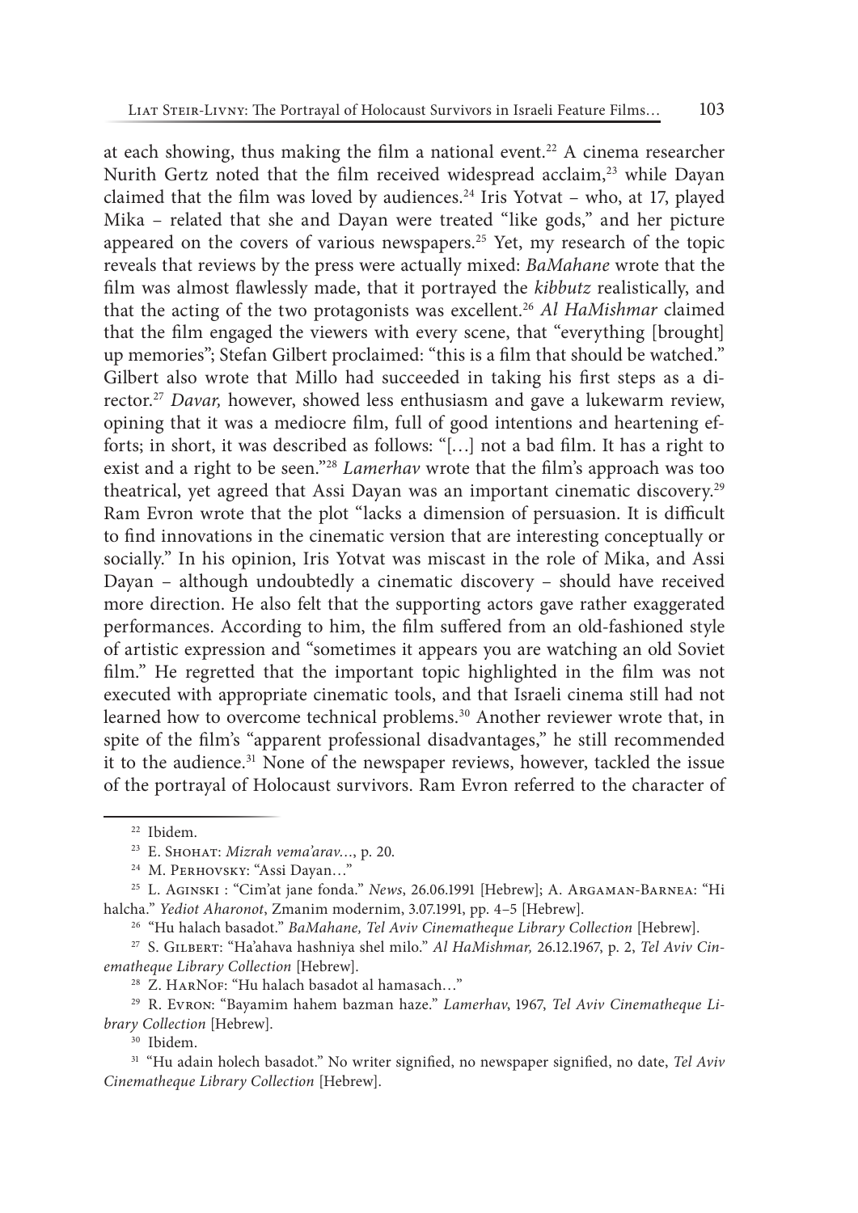at each showing, thus making the film a national event.[22] A cinema researcher Nurith Gertz noted that the film received widespread acclaim,[23] while Dayan claimed that the film was loved by audiences.[24] Iris Yotvat – who, at 17, played Mika – related that she and Dayan were treated "like gods," and her picture appeared on the covers of various newspapers.[25] Yet, my research of the topic reveals that reviews by the press were actually mixed: *BaMahane* wrote that the film was almost flawlessly made, that it portrayed the *kibbutz* realistically, and that the acting of the two protagonists was excellent.[26] *Al HaMishmar* claimed that the film engaged the viewers with every scene, that "everything [brought] up memories"; Stefan Gilbert proclaimed: "this is a film that should be watched." Gilbert also wrote that Millo had succeeded in taking his first steps as a director.[27] *Davar,* however, showed less enthusiasm and gave a lukewarm review, opining that it was a mediocre film, full of good intentions and heartening efforts; in short, it was described as follows: "[…] not a bad film. It has a right to exist and a right to be seen."[28] *Lamerhav* wrote that the film's approach was too theatrical, yet agreed that Assi Dayan was an important cinematic discovery.[29] Ram Evron wrote that the plot "lacks a dimension of persuasion. It is difficult to find innovations in the cinematic version that are interesting conceptually or socially." In his opinion, Iris Yotvat was miscast in the role of Mika, and Assi Dayan – although undoubtedly a cinematic discovery – should have received more direction. He also felt that the supporting actors gave rather exaggerated performances. According to him, the film suffered from an old-fashioned style of artistic expression and "sometimes it appears you are watching an old Soviet film." He regretted that the important topic highlighted in the film was not executed with appropriate cinematic tools, and that Israeli cinema still had not learned how to overcome technical problems.[30] Another reviewer wrote that, in spite of the film's "apparent professional disadvantages," he still recommended it to the audience.[31] None of the newspaper reviews, however, tackled the issue of the portrayal of Holocaust survivors. Ram Evron referred to the character of

---

[22] Ibidem.

[23] E. Shohat: *Mizrah vema'arav…*, p. 20.

[24] M. Perhovsky: "Assi Dayan…"

[25] L. Aginski : "Cim'at jane fonda." *News*, 26.06.1991 [Hebrew]; A. Argaman-Barnea: "Hi halcha." *Yediot Aharonot*, Zmanim modernim, 3.07.1991, pp. 4–5 [Hebrew].

[26] "Hu halach basadot." *BaMahane, Tel Aviv Cinematheque Library Collection* [Hebrew].

[27] S. Gilbert: "Ha'ahava hashniya shel milo." *Al HaMishmar,* 26.12.1967, p. 2, *Tel Aviv Cinematheque Library Collection* [Hebrew].

[28] Z. HarNof: "Hu halach basadot al hamasach…"

[29] R. Evron: "Bayamim hahem bazman haze." *Lamerhav*, 1967, *Tel Aviv Cinematheque Library Collection* [Hebrew].

[30] Ibidem.

[31] "Hu adain holech basadot." No writer signified, no newspaper signified, no date, *Tel Aviv Cinematheque Library Collection* [Hebrew].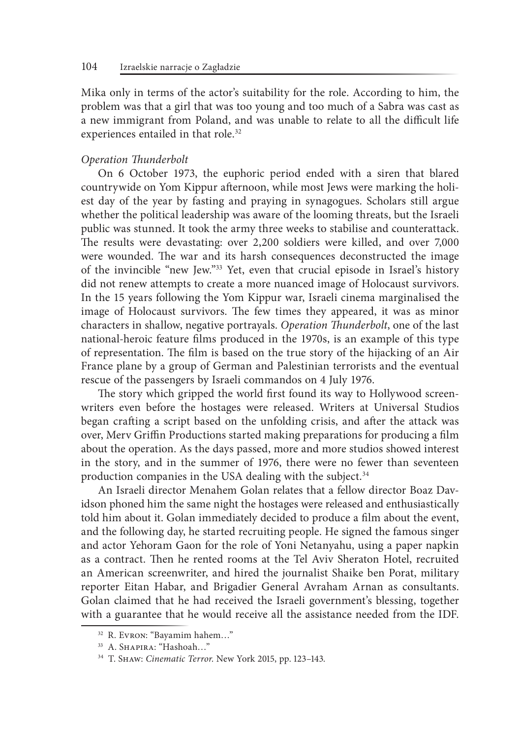Mika only in terms of the actor's suitability for the role. According to him, the problem was that a girl that was too young and too much of a Sabra was cast as a new immigrant from Poland, and was unable to relate to all the difficult life experiences entailed in that role.[32]

*Operation Thunderbolt*

On 6 October 1973, the euphoric period ended with a siren that blared countrywide on Yom Kippur afternoon, while most Jews were marking the holiest day of the year by fasting and praying in synagogues. Scholars still argue whether the political leadership was aware of the looming threats, but the Israeli public was stunned. It took the army three weeks to stabilise and counterattack. The results were devastating: over 2,200 soldiers were killed, and over 7,000 were wounded. The war and its harsh consequences deconstructed the image of the invincible "new Jew."[33] Yet, even that crucial episode in Israel's history did not renew attempts to create a more nuanced image of Holocaust survivors. In the 15 years following the Yom Kippur war, Israeli cinema marginalised the image of Holocaust survivors. The few times they appeared, it was as minor characters in shallow, negative portrayals. *Operation Thunderbolt*, one of the last national-heroic feature films produced in the 1970s, is an example of this type of representation. The film is based on the true story of the hijacking of an Air France plane by a group of German and Palestinian terrorists and the eventual rescue of the passengers by Israeli commandos on 4 July 1976.

The story which gripped the world first found its way to Hollywood screenwriters even before the hostages were released. Writers at Universal Studios began crafting a script based on the unfolding crisis, and after the attack was over, Merv Griffin Productions started making preparations for producing a film about the operation. As the days passed, more and more studios showed interest in the story, and in the summer of 1976, there were no fewer than seventeen production companies in the USA dealing with the subject.[34]

An Israeli director Menahem Golan relates that a fellow director Boaz Davidson phoned him the same night the hostages were released and enthusiastically told him about it. Golan immediately decided to produce a film about the event, and the following day, he started recruiting people. He signed the famous singer and actor Yehoram Gaon for the role of Yoni Netanyahu, using a paper napkin as a contract. Then he rented rooms at the Tel Aviv Sheraton Hotel, recruited an American screenwriter, and hired the journalist Shaike ben Porat, military reporter Eitan Habar, and Brigadier General Avraham Arnan as consultants. Golan claimed that he had received the Israeli government's blessing, together with a guarantee that he would receive all the assistance needed from the IDF.

[32] R. Evron: "Bayamim hahem…"

[33] A. Shapira: "Hashoah…"

[34] T. Shaw: *Cinematic Terror*. New York 2015, pp. 123–143.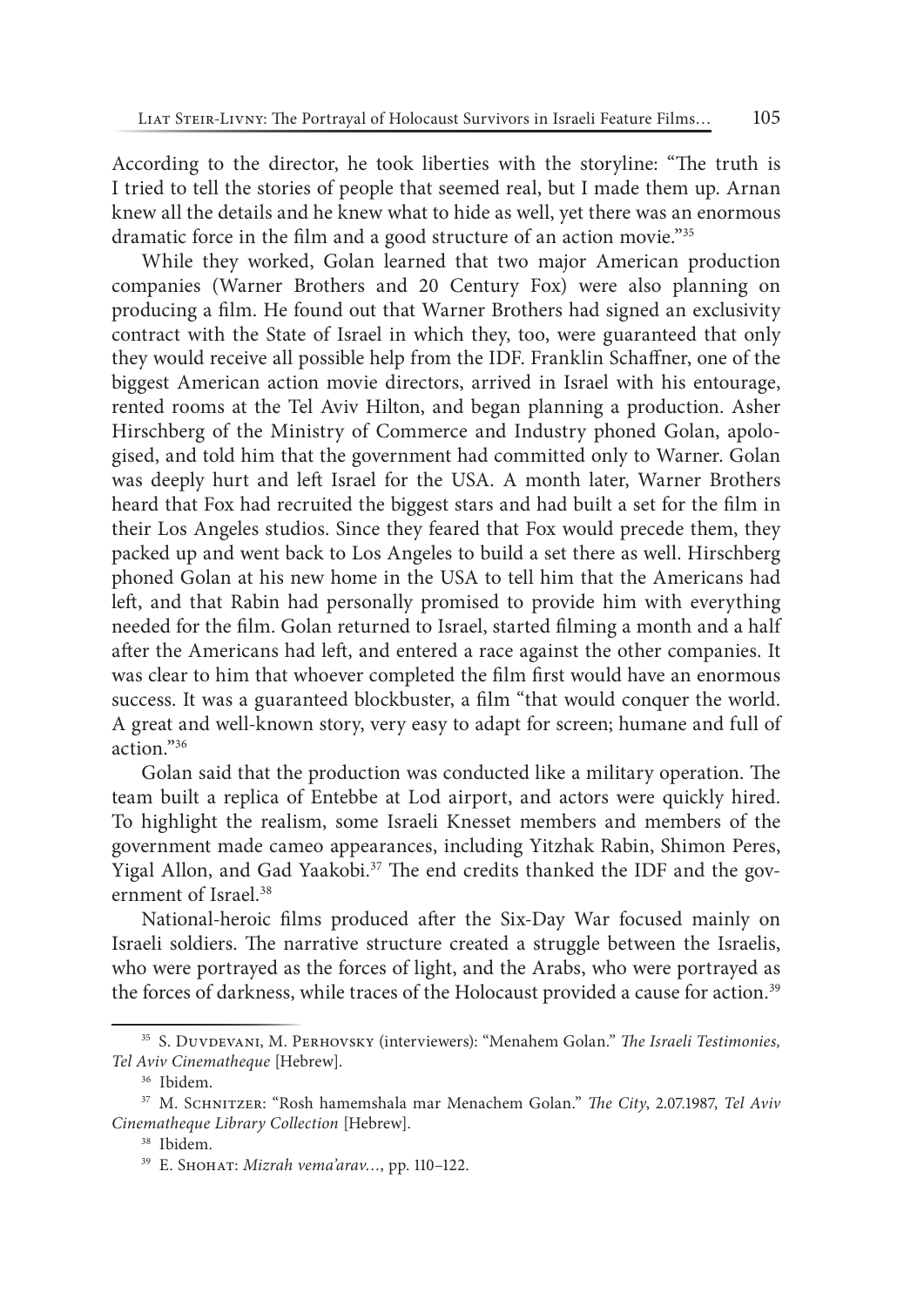According to the director, he took liberties with the storyline: "The truth is I tried to tell the stories of people that seemed real, but I made them up. Arnan knew all the details and he knew what to hide as well, yet there was an enormous dramatic force in the film and a good structure of an action movie."[35]

While they worked, Golan learned that two major American production companies (Warner Brothers and 20 Century Fox) were also planning on producing a film. He found out that Warner Brothers had signed an exclusivity contract with the State of Israel in which they, too, were guaranteed that only they would receive all possible help from the IDF. Franklin Schaffner, one of the biggest American action movie directors, arrived in Israel with his entourage, rented rooms at the Tel Aviv Hilton, and began planning a production. Asher Hirschberg of the Ministry of Commerce and Industry phoned Golan, apologised, and told him that the government had committed only to Warner. Golan was deeply hurt and left Israel for the USA. A month later, Warner Brothers heard that Fox had recruited the biggest stars and had built a set for the film in their Los Angeles studios. Since they feared that Fox would precede them, they packed up and went back to Los Angeles to build a set there as well. Hirschberg phoned Golan at his new home in the USA to tell him that the Americans had left, and that Rabin had personally promised to provide him with everything needed for the film. Golan returned to Israel, started filming a month and a half after the Americans had left, and entered a race against the other companies. It was clear to him that whoever completed the film first would have an enormous success. It was a guaranteed blockbuster, a film "that would conquer the world. A great and well-known story, very easy to adapt for screen; humane and full of action."[36]

Golan said that the production was conducted like a military operation. The team built a replica of Entebbe at Lod airport, and actors were quickly hired. To highlight the realism, some Israeli Knesset members and members of the government made cameo appearances, including Yitzhak Rabin, Shimon Peres, Yigal Allon, and Gad Yaakobi.[37] The end credits thanked the IDF and the government of Israel.[38]

National-heroic films produced after the Six-Day War focused mainly on Israeli soldiers. The narrative structure created a struggle between the Israelis, who were portrayed as the forces of light, and the Arabs, who were portrayed as the forces of darkness, while traces of the Holocaust provided a cause for action.[39]

---

[35] S. Duvdevani, M. Perhovsky (interviewers): "Menahem Golan." *The Israeli Testimonies, Tel Aviv Cinematheque* [Hebrew].

[36] Ibidem.

[37] M. Schnitzer: "Rosh hamemshala mar Menachem Golan." *The City*, 2.07.1987, *Tel Aviv Cinematheque Library Collection* [Hebrew].

[38] Ibidem.

[39] E. Shohat: *Mizrah vema'arav…*, pp. 110–122.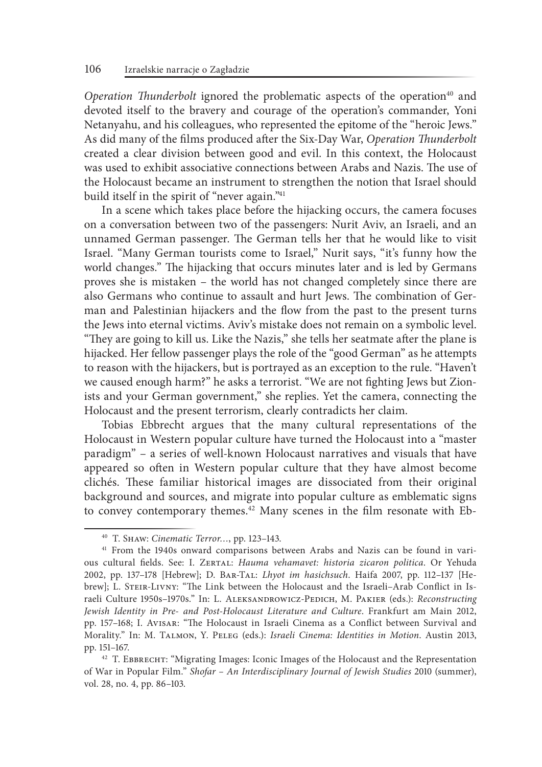*Operation Thunderbolt* ignored the problematic aspects of the operation[40] and devoted itself to the bravery and courage of the operation's commander, Yoni Netanyahu, and his colleagues, who represented the epitome of the "heroic Jews." As did many of the films produced after the Six-Day War, *Operation Thunderbolt* created a clear division between good and evil. In this context, the Holocaust was used to exhibit associative connections between Arabs and Nazis. The use of the Holocaust became an instrument to strengthen the notion that Israel should build itself in the spirit of "never again."[41]

In a scene which takes place before the hijacking occurs, the camera focuses on a conversation between two of the passengers: Nurit Aviv, an Israeli, and an unnamed German passenger. The German tells her that he would like to visit Israel. "Many German tourists come to Israel," Nurit says, "it's funny how the world changes." The hijacking that occurs minutes later and is led by Germans proves she is mistaken – the world has not changed completely since there are also Germans who continue to assault and hurt Jews. The combination of German and Palestinian hijackers and the flow from the past to the present turns the Jews into eternal victims. Aviv's mistake does not remain on a symbolic level. "They are going to kill us. Like the Nazis," she tells her seatmate after the plane is hijacked. Her fellow passenger plays the role of the "good German" as he attempts to reason with the hijackers, but is portrayed as an exception to the rule. "Haven't we caused enough harm?" he asks a terrorist. "We are not fighting Jews but Zionists and your German government," she replies. Yet the camera, connecting the Holocaust and the present terrorism, clearly contradicts her claim.

Tobias Ebbrecht argues that the many cultural representations of the Holocaust in Western popular culture have turned the Holocaust into a "master paradigm" – a series of well-known Holocaust narratives and visuals that have appeared so often in Western popular culture that they have almost become clichés. These familiar historical images are dissociated from their original background and sources, and migrate into popular culture as emblematic signs to convey contemporary themes.[42] Many scenes in the film resonate with Eb-

---

[40] T. Shaw: *Cinematic Terror…*, pp. 123–143.

[41] From the 1940s onward comparisons between Arabs and Nazis can be found in various cultural fields. See: I. Zertal: *Hauma vehamavet: historia zicaron politica*. Or Yehuda 2002, pp. 137–178 [Hebrew]; D. Bar-Tal: *Lhyot im hasichsuch*. Haifa 2007, pp. 112–137 [Hebrew]; L. Steir-Livny: "The Link between the Holocaust and the Israeli–Arab Conflict in Israeli Culture 1950s–1970s." In: L. Aleksandrowicz-Pedich, M. Pakier (eds.): *Reconstructing Jewish Identity in Pre- and Post-Holocaust Literature and Culture*. Frankfurt am Main 2012, pp. 157–168; I. Avisar: "The Holocaust in Israeli Cinema as a Conflict between Survival and Morality." In: M. Talmon, Y. Peleg (eds.): *Israeli Cinema: Identities in Motion*. Austin 2013, pp. 151–167.

[42] T. Ebbrecht: "Migrating Images: Iconic Images of the Holocaust and the Representation of War in Popular Film." *Shofar – An Interdisciplinary Journal of Jewish Studies* 2010 (summer), vol. 28, no. 4, pp. 86–103.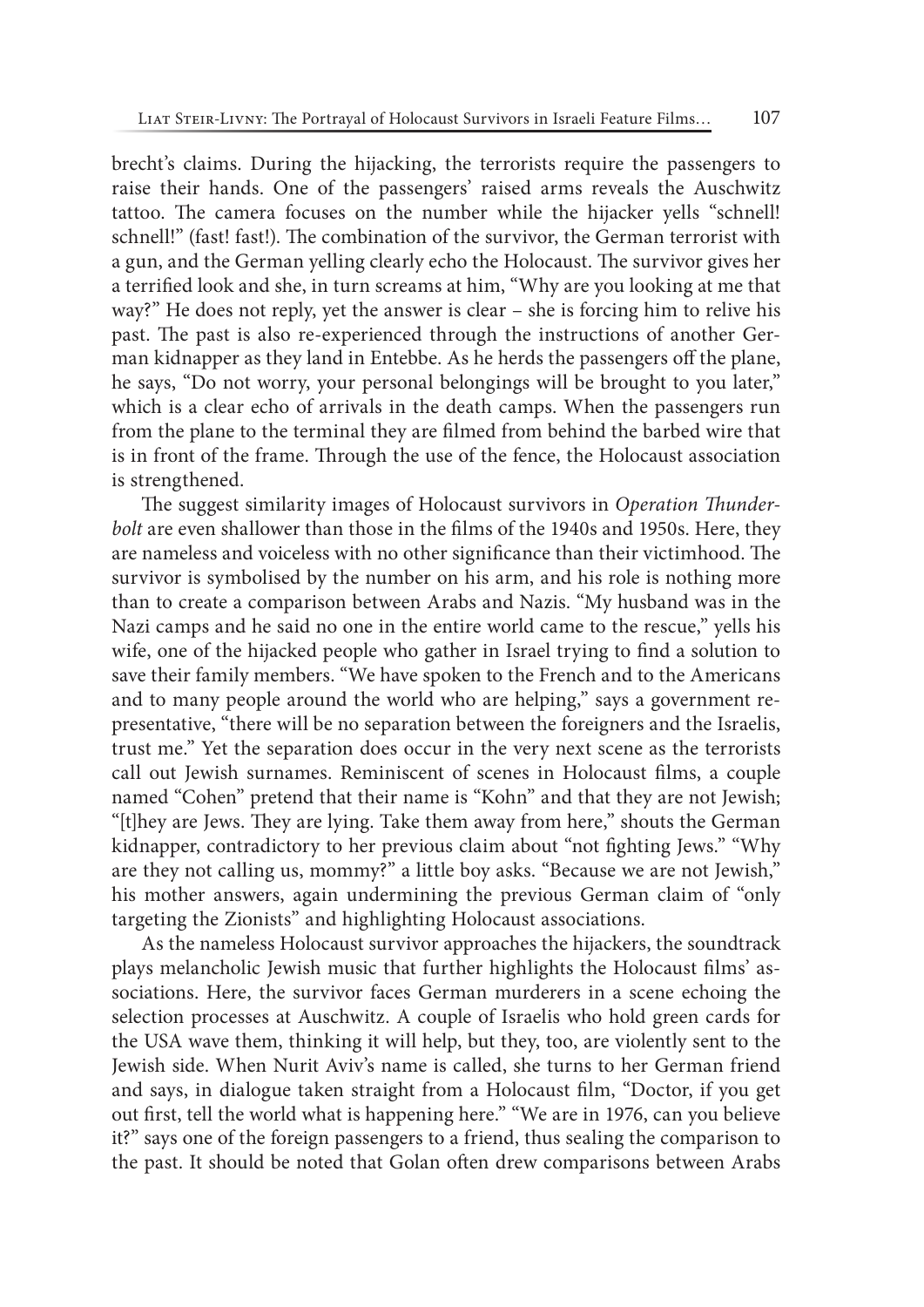brecht's claims. During the hijacking, the terrorists require the passengers to raise their hands. One of the passengers' raised arms reveals the Auschwitz tattoo. The camera focuses on the number while the hijacker yells "schnell! schnell!" (fast! fast!). The combination of the survivor, the German terrorist with a gun, and the German yelling clearly echo the Holocaust. The survivor gives her a terrified look and she, in turn screams at him, "Why are you looking at me that way?" He does not reply, yet the answer is clear – she is forcing him to relive his past. The past is also re-experienced through the instructions of another German kidnapper as they land in Entebbe. As he herds the passengers off the plane, he says, "Do not worry, your personal belongings will be brought to you later," which is a clear echo of arrivals in the death camps. When the passengers run from the plane to the terminal they are filmed from behind the barbed wire that is in front of the frame. Through the use of the fence, the Holocaust association is strengthened.

The suggest similarity images of Holocaust survivors in *Operation Thunderbolt* are even shallower than those in the films of the 1940s and 1950s. Here, they are nameless and voiceless with no other significance than their victimhood. The survivor is symbolised by the number on his arm, and his role is nothing more than to create a comparison between Arabs and Nazis. "My husband was in the Nazi camps and he said no one in the entire world came to the rescue," yells his wife, one of the hijacked people who gather in Israel trying to find a solution to save their family members. "We have spoken to the French and to the Americans and to many people around the world who are helping," says a government representative, "there will be no separation between the foreigners and the Israelis, trust me." Yet the separation does occur in the very next scene as the terrorists call out Jewish surnames. Reminiscent of scenes in Holocaust films, a couple named "Cohen" pretend that their name is "Kohn" and that they are not Jewish; "[t]hey are Jews. They are lying. Take them away from here," shouts the German kidnapper, contradictory to her previous claim about "not fighting Jews." "Why are they not calling us, mommy?" a little boy asks. "Because we are not Jewish," his mother answers, again undermining the previous German claim of "only targeting the Zionists" and highlighting Holocaust associations.

As the nameless Holocaust survivor approaches the hijackers, the soundtrack plays melancholic Jewish music that further highlights the Holocaust films' associations. Here, the survivor faces German murderers in a scene echoing the selection processes at Auschwitz. A couple of Israelis who hold green cards for the USA wave them, thinking it will help, but they, too, are violently sent to the Jewish side. When Nurit Aviv's name is called, she turns to her German friend and says, in dialogue taken straight from a Holocaust film, "Doctor, if you get out first, tell the world what is happening here." "We are in 1976, can you believe it?" says one of the foreign passengers to a friend, thus sealing the comparison to the past. It should be noted that Golan often drew comparisons between Arabs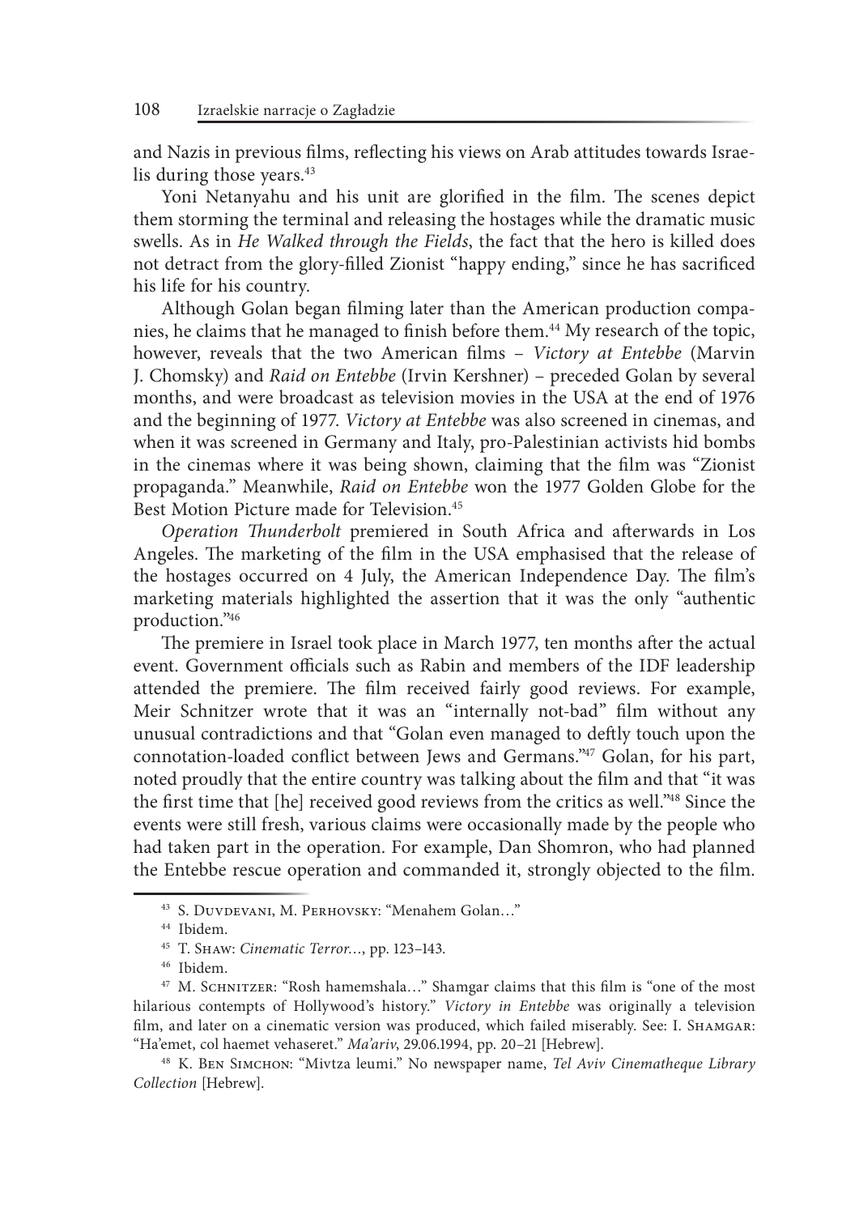and Nazis in previous films, reflecting his views on Arab attitudes towards Israelis during those years.[43]

Yoni Netanyahu and his unit are glorified in the film. The scenes depict them storming the terminal and releasing the hostages while the dramatic music swells. As in *He Walked through the Fields*, the fact that the hero is killed does not detract from the glory-filled Zionist "happy ending," since he has sacrificed his life for his country.

Although Golan began filming later than the American production companies, he claims that he managed to finish before them.[44] My research of the topic, however, reveals that the two American films – *Victory at Entebbe* (Marvin J. Chomsky) and *Raid on Entebbe* (Irvin Kershner) – preceded Golan by several months, and were broadcast as television movies in the USA at the end of 1976 and the beginning of 1977. *Victory at Entebbe* was also screened in cinemas, and when it was screened in Germany and Italy, pro-Palestinian activists hid bombs in the cinemas where it was being shown, claiming that the film was "Zionist propaganda." Meanwhile, *Raid on Entebbe* won the 1977 Golden Globe for the Best Motion Picture made for Television.[45]

*Operation Thunderbolt* premiered in South Africa and afterwards in Los Angeles. The marketing of the film in the USA emphasised that the release of the hostages occurred on 4 July, the American Independence Day. The film's marketing materials highlighted the assertion that it was the only "authentic production."[46]

The premiere in Israel took place in March 1977, ten months after the actual event. Government officials such as Rabin and members of the IDF leadership attended the premiere. The film received fairly good reviews. For example, Meir Schnitzer wrote that it was an "internally not-bad" film without any unusual contradictions and that "Golan even managed to deftly touch upon the connotation-loaded conflict between Jews and Germans."[47] Golan, for his part, noted proudly that the entire country was talking about the film and that "it was the first time that [he] received good reviews from the critics as well."[48] Since the events were still fresh, various claims were occasionally made by the people who had taken part in the operation. For example, Dan Shomron, who had planned the Entebbe rescue operation and commanded it, strongly objected to the film.

---

[43] S. Duvdevani, M. Perhovsky: "Menahem Golan…"

[44] Ibidem.

[45] T. Shaw: *Cinematic Terror…*, pp. 123–143.

[46] Ibidem.

[47] M. Schnitzer: "Rosh hamemshala…" Shamgar claims that this film is "one of the most hilarious contempts of Hollywood's history." *Victory in Entebbe* was originally a television film, and later on a cinematic version was produced, which failed miserably. See: I. Shamgar: "Ha'emet, col haemet vehaseret." *Ma'ariv*, 29.06.1994, pp. 20–21 [Hebrew].

[48] K. Ben Simchon: "Mivtza leumi." No newspaper name, *Tel Aviv Cinematheque Library Collection* [Hebrew].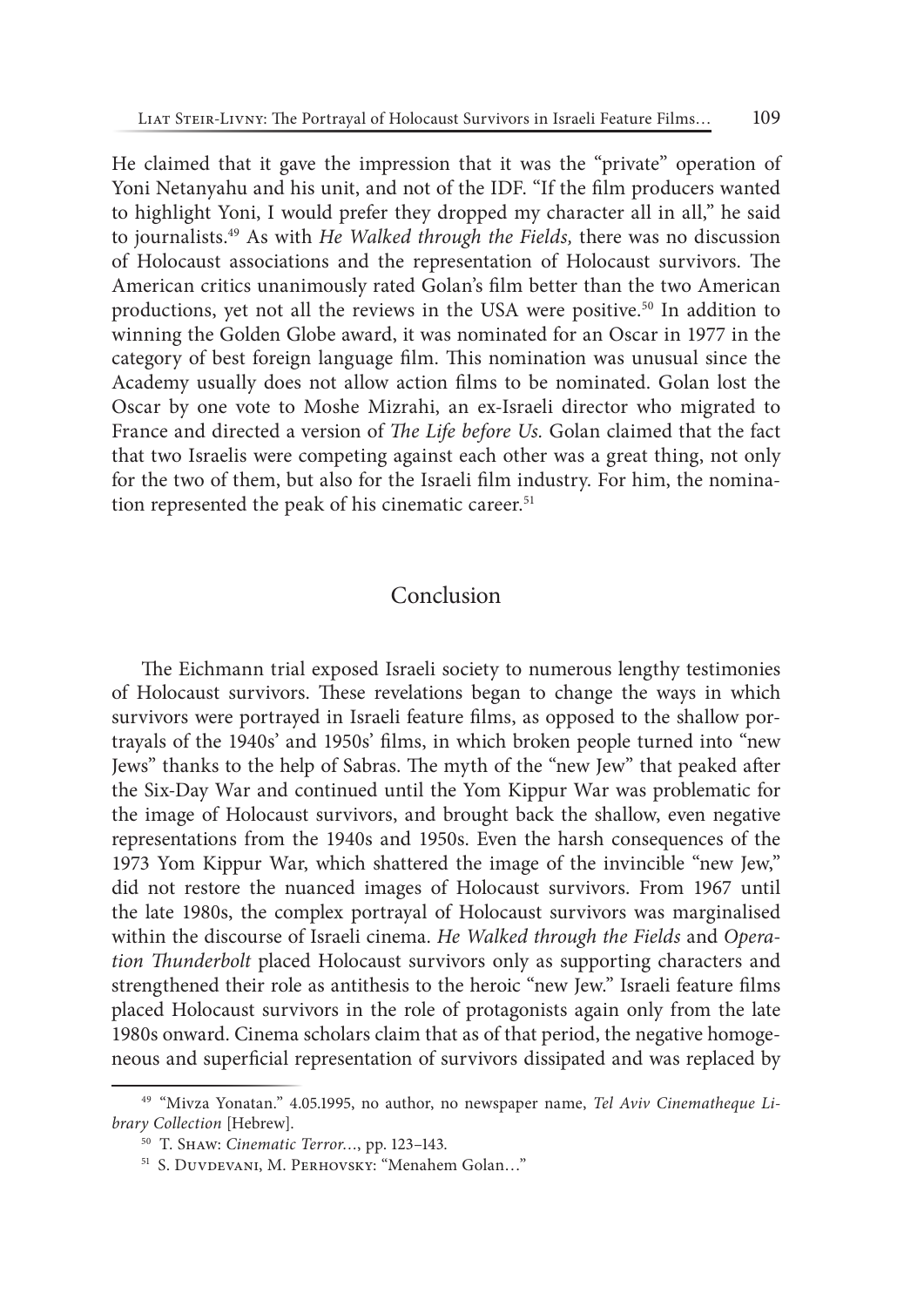He claimed that it gave the impression that it was the "private" operation of Yoni Netanyahu and his unit, and not of the IDF. "If the film producers wanted to highlight Yoni, I would prefer they dropped my character all in all," he said to journalists.[49] As with *He Walked through the Fields,* there was no discussion of Holocaust associations and the representation of Holocaust survivors. The American critics unanimously rated Golan's film better than the two American productions, yet not all the reviews in the USA were positive.[50] In addition to winning the Golden Globe award, it was nominated for an Oscar in 1977 in the category of best foreign language film. This nomination was unusual since the Academy usually does not allow action films to be nominated. Golan lost the Oscar by one vote to Moshe Mizrahi, an ex-Israeli director who migrated to France and directed a version of *The Life before Us*. Golan claimed that the fact that two Israelis were competing against each other was a great thing, not only for the two of them, but also for the Israeli film industry. For him, the nomination represented the peak of his cinematic career.[51]

## Conclusion

The Eichmann trial exposed Israeli society to numerous lengthy testimonies of Holocaust survivors. These revelations began to change the ways in which survivors were portrayed in Israeli feature films, as opposed to the shallow portrayals of the 1940s' and 1950s' films, in which broken people turned into "new Jews" thanks to the help of Sabras. The myth of the "new Jew" that peaked after the Six-Day War and continued until the Yom Kippur War was problematic for the image of Holocaust survivors, and brought back the shallow, even negative representations from the 1940s and 1950s. Even the harsh consequences of the 1973 Yom Kippur War, which shattered the image of the invincible "new Jew," did not restore the nuanced images of Holocaust survivors. From 1967 until the late 1980s, the complex portrayal of Holocaust survivors was marginalised within the discourse of Israeli cinema. *He Walked through the Fields* and *Operation Thunderbolt* placed Holocaust survivors only as supporting characters and strengthened their role as antithesis to the heroic "new Jew." Israeli feature films placed Holocaust survivors in the role of protagonists again only from the late 1980s onward. Cinema scholars claim that as of that period, the negative homogeneous and superficial representation of survivors dissipated and was replaced by

---

[49] "Mivza Yonatan." 4.05.1995, no author, no newspaper name, *Tel Aviv Cinematheque Library Collection* [Hebrew].

[50] T. Shaw: *Cinematic Terror…*, pp. 123–143.

[51] S. Duvdevani, M. Perhovsky: "Menahem Golan…"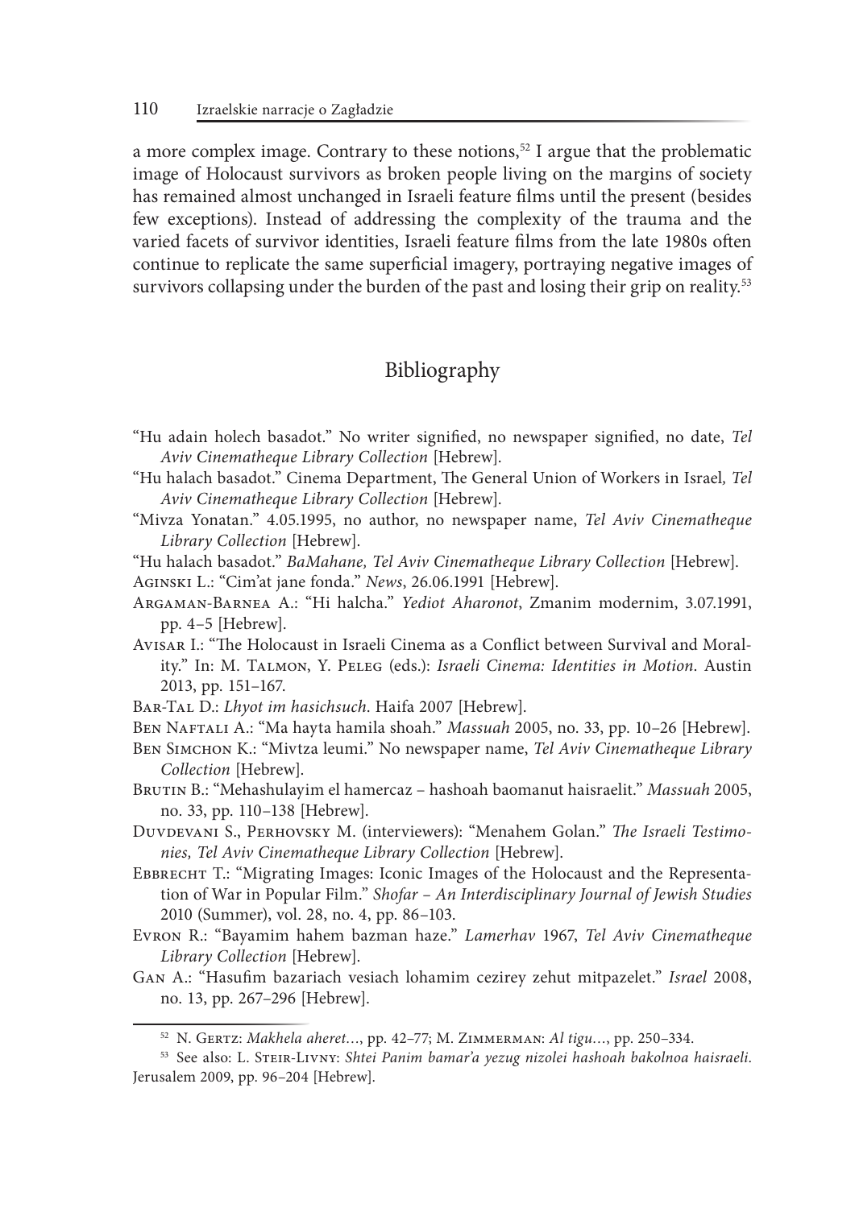a more complex image. Contrary to these notions,[52] I argue that the problematic image of Holocaust survivors as broken people living on the margins of society has remained almost unchanged in Israeli feature films until the present (besides few exceptions). Instead of addressing the complexity of the trauma and the varied facets of survivor identities, Israeli feature films from the late 1980s often continue to replicate the same superficial imagery, portraying negative images of survivors collapsing under the burden of the past and losing their grip on reality.[53]

## Bibliography

"Hu adain holech basadot." No writer signified, no newspaper signified, no date, *Tel Aviv Cinematheque Library Collection* [Hebrew].

"Hu halach basadot." Cinema Department, The General Union of Workers in Israel, *Tel Aviv Cinematheque Library Collection* [Hebrew].

"Mivza Yonatan." 4.05.1995, no author, no newspaper name, *Tel Aviv Cinematheque Library Collection* [Hebrew].

"Hu halach basadot." *BaMahane, Tel Aviv Cinematheque Library Collection* [Hebrew].

Aginski L.: "Cim'at jane fonda." *News*, 26.06.1991 [Hebrew].

Argaman-Barnea A.: "Hi halcha." *Yediot Aharonot*, Zmanim modernim, 3.07.1991, pp. 4–5 [Hebrew].

Avisar I.: "The Holocaust in Israeli Cinema as a Conflict between Survival and Morality." In: M. Talmon, Y. Peleg (eds.): *Israeli Cinema: Identities in Motion*. Austin 2013, pp. 151–167.

Bar-Tal D.: *Lhyot im hasichsuch*. Haifa 2007 [Hebrew].

Ben Naftali A.: "Ma hayta hamila shoah." *Massuah* 2005, no. 33, pp. 10–26 [Hebrew].

Ben Simchon K.: "Mivtza leumi." No newspaper name, *Tel Aviv Cinematheque Library Collection* [Hebrew].

Brutin B.: "Mehashulayim el hamercaz – hashoah baomanut haisraelit." *Massuah* 2005, no. 33, pp. 110–138 [Hebrew].

Duvdevani S., Perhovsky M. (interviewers): "Menahem Golan." *The Israeli Testimonies, Tel Aviv Cinematheque Library Collection* [Hebrew].

Ebbrecht T.: "Migrating Images: Iconic Images of the Holocaust and the Representation of War in Popular Film." *Shofar – An Interdisciplinary Journal of Jewish Studies* 2010 (Summer), vol. 28, no. 4, pp. 86–103.

Evron R.: "Bayamim hahem bazman haze." *Lamerhav* 1967, *Tel Aviv Cinematheque Library Collection* [Hebrew].

Gan A.: "Hasufim bazariach vesiach lohamim cezirey zehut mitpazelet." *Israel* 2008, no. 13, pp. 267–296 [Hebrew].

---

[52] N. Gertz: *Makhela aheret…*, pp. 42–77; M. Zimmerman: *Al tigu…*, pp. 250–334.

[53] See also: L. Steir-Livny: *Shtei Panim bamar'a yezug nizolei hashoah bakolnoa haisraeli*. Jerusalem 2009, pp. 96–204 [Hebrew].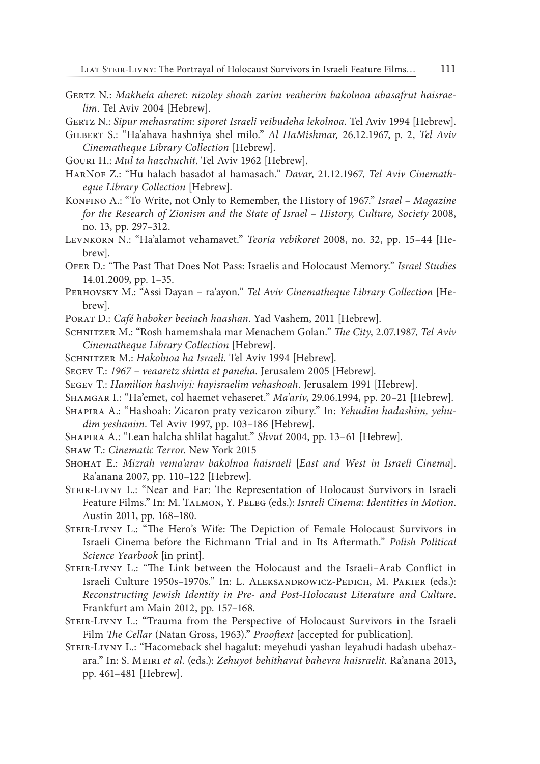Gertz N.: *Makhela aheret: nizoley shoah zarim veaherim bakolnoa ubasafrut haisraelim*. Tel Aviv 2004 [Hebrew].

Gertz N.: *Sipur mehasratim: siporet Israeli veibudeha lekolnoa*. Tel Aviv 1994 [Hebrew].

Gilbert S.: "Ha'ahava hashniya shel milo." *Al HaMishmar,* 26.12.1967, p. 2, *Tel Aviv Cinematheque Library Collection* [Hebrew].

Gouri H.: *Mul ta hazchuchit*. Tel Aviv 1962 [Hebrew].

HarNof Z.: "Hu halach basadot al hamasach." *Davar*, 21.12.1967, *Tel Aviv Cinematheque Library Collection* [Hebrew].

Konfino A.: "To Write, not Only to Remember, the History of 1967." *Israel – Magazine for the Research of Zionism and the State of Israel – History, Culture, Society* 2008, no. 13, pp. 297–312.

Levnkorn N.: "Ha'alamot vehamavet." *Teoria vebikoret* 2008, no. 32, pp. 15–44 [Hebrew].

Ofer D.: "The Past That Does Not Pass: Israelis and Holocaust Memory." *Israel Studies* 14.01.2009, pp. 1–35.

Perhovsky M.: "Assi Dayan – ra'ayon." *Tel Aviv Cinematheque Library Collection* [Hebrew].

Porat D.: *Café haboker beeiach haashan*. Yad Vashem, 2011 [Hebrew].

Schnitzer M.: "Rosh hamemshala mar Menachem Golan." *The City*, 2.07.1987, *Tel Aviv Cinematheque Library Collection* [Hebrew].

Schnitzer M.: *Hakolnoa ha Israeli*. Tel Aviv 1994 [Hebrew].

Segev T.: *1967 – veaaretz shinta et paneha.* Jerusalem 2005 [Hebrew].

Segev T.: *Hamilion hashviyi: hayisraelim vehashoah*. Jerusalem 1991 [Hebrew].

Shamgar I.: "Ha'emet, col haemet vehaseret." *Ma'ariv*, 29.06.1994, pp. 20–21 [Hebrew].

Shapira A.: "Hashoah: Zicaron praty vezicaron zibury." In: *Yehudim hadashim, yehudim yeshanim*. Tel Aviv 1997, pp. 103–186 [Hebrew].

Shapira A.: "Lean halcha shlilat hagalut." *Shvut* 2004, pp. 13–61 [Hebrew].

Shaw T.: *Cinematic Terror*. New York 2015

Shohat E.: *Mizrah vema'arav bakolnoa haisraeli* [*East and West in Israeli Cinema*]. Ra'anana 2007, pp. 110–122 [Hebrew].

Steir-Livny L.: "Near and Far: The Representation of Holocaust Survivors in Israeli Feature Films." In: M. Talmon, Y. Peleg (eds.): *Israeli Cinema: Identities in Motion*. Austin 2011, pp. 168–180.

Steir-Livny L.: "The Hero's Wife: The Depiction of Female Holocaust Survivors in Israeli Cinema before the Eichmann Trial and in Its Aftermath." *Polish Political Science Yearbook* [in print].

Steir-Livny L.: "The Link between the Holocaust and the Israeli–Arab Conflict in Israeli Culture 1950s–1970s." In: L. Aleksandrowicz-Pedich, M. Pakier (eds.): *Reconstructing Jewish Identity in Pre- and Post-Holocaust Literature and Culture*. Frankfurt am Main 2012, pp. 157–168.

Steir-Livny L.: "Trauma from the Perspective of Holocaust Survivors in the Israeli Film *The Cellar* (Natan Gross, 1963)." *Prooftext* [accepted for publication].

Steir-Livny L.: "Hacomeback shel hagalut: meyehudi yashan leyahudi hadash ubehazara." In: S. Meiri *et al.* (eds.): *Zehuyot behithavut bahevra haisraelit*. Ra'anana 2013, pp. 461–481 [Hebrew].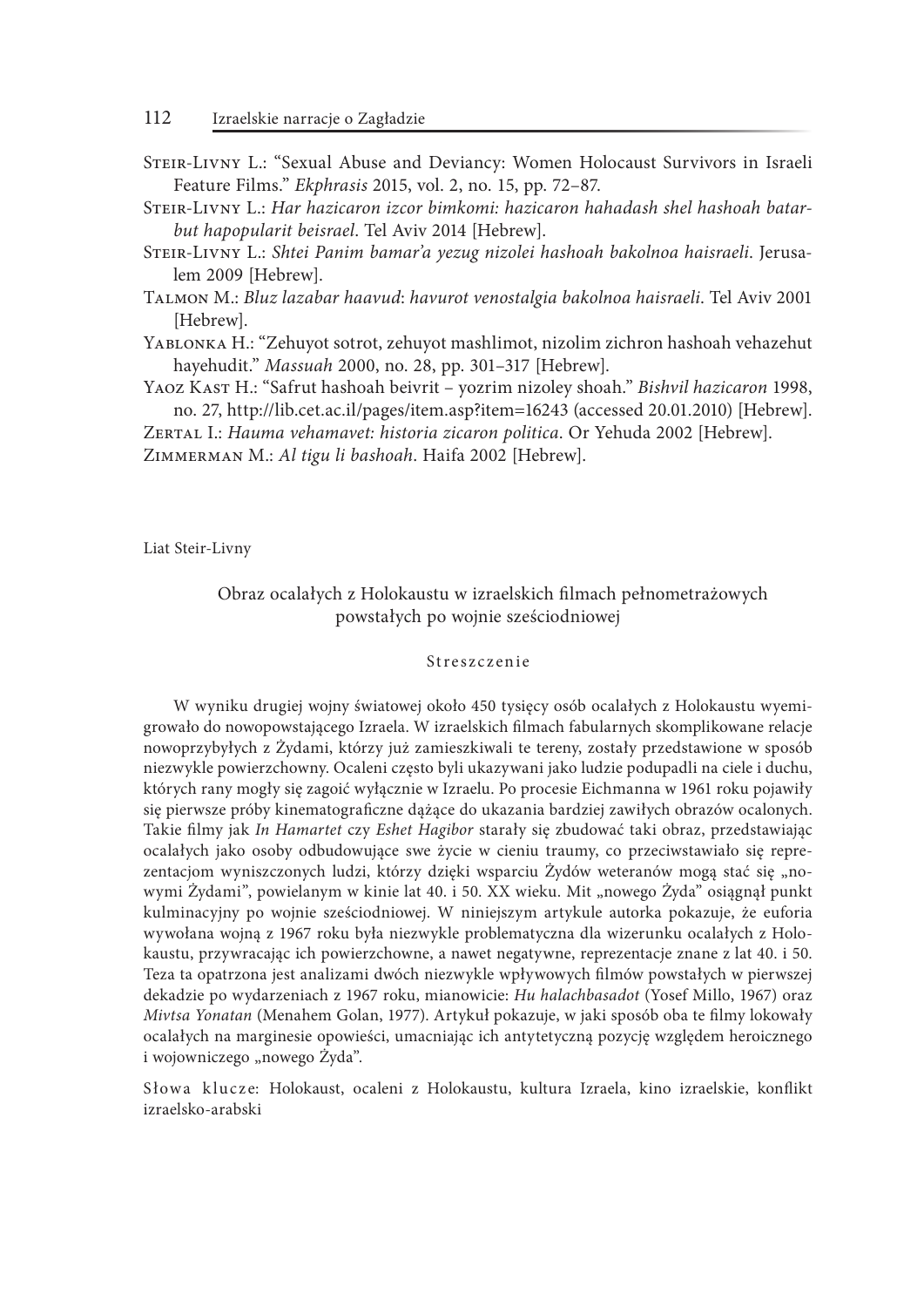Steir-Livny L.: "Sexual Abuse and Deviancy: Women Holocaust Survivors in Israeli Feature Films." *Ekphrasis* 2015, vol. 2, no. 15, pp. 72–87.

Steir-Livny L.: *Har hazicaron izcor bimkomi: hazicaron hahadash shel hashoah batarbut hapopularit beisrael*. Tel Aviv 2014 [Hebrew].

Steir-Livny L.: *Shtei Panim bamar'a yezug nizolei hashoah bakolnoa haisraeli*. Jerusalem 2009 [Hebrew].

Talmon M.: *Bluz lazabar haavud*: *havurot venostalgia bakolnoa haisraeli*. Tel Aviv 2001 [Hebrew].

Yablonka H.: "Zehuyot sotrot, zehuyot mashlimot, nizolim zichron hashoah vehazehut hayehudit." *Massuah* 2000, no. 28, pp. 301–317 [Hebrew].

Yaoz Kast H.: "Safrut hashoah beivrit – yozrim nizoley shoah." *Bishvil hazicaron* 1998, no. 27, http://lib.cet.ac.il/pages/item.asp?item=16243 (accessed 20.01.2010) [Hebrew].

Zertal I.: *Hauma vehamavet: historia zicaron politica*. Or Yehuda 2002 [Hebrew].

Zimmerman M.: *Al tigu li bashoah*. Haifa 2002 [Hebrew].

Liat Steir-Livny

## Obraz ocalałych z Holokaustu w izraelskich filmach pełnometrażowych powstałych po wojnie sześciodniowej

### Streszczenie

W wyniku drugiej wojny światowej około 450 tysięcy osób ocalałych z Holokaustu wyemigrowało do nowopowstającego Izraela. W izraelskich filmach fabularnych skomplikowane relacje nowoprzybyłych z Żydami, którzy już zamieszkiwali te tereny, zostały przedstawione w sposób niezwykle powierzchowny. Ocaleni często byli ukazywani jako ludzie podupadli na ciele i duchu, których rany mogły się zagoić wyłącznie w Izraelu. Po procesie Eichmanna w 1961 roku pojawiły się pierwsze próby kinematograficzne dążące do ukazania bardziej zawiłych obrazów ocalonych. Takie filmy jak *In Hamartet* czy *Eshet Hagibor* starały się zbudować taki obraz, przedstawiając ocalałych jako osoby odbudowujące swe życie w cieniu traumy, co przeciwstawiało się reprezentacjom wyniszczonych ludzi, którzy dzięki wsparciu Żydów weteranów mogą stać się „nowymi Żydami", powielanym w kinie lat 40. i 50. XX wieku. Mit „nowego Żyda" osiągnął punkt kulminacyjny po wojnie sześciodniowej. W niniejszym artykule autorka pokazuje, że euforia wywołana wojną z 1967 roku była niezwykle problematyczna dla wizerunku ocalałych z Holokaustu, przywracając ich powierzchowne, a nawet negatywne, reprezentacje znane z lat 40. i 50. Teza ta opatrzona jest analizami dwóch niezwykle wpływowych filmów powstałych w pierwszej dekadzie po wydarzeniach z 1967 roku, mianowicie: *Hu halachbasadot* (Yosef Millo, 1967) oraz *Mivtsa Yonatan* (Menahem Golan, 1977). Artykuł pokazuje, w jaki sposób oba te filmy lokowały ocalałych na marginesie opowieści, umacniając ich antytetyczną pozycję względem heroicznego i wojowniczego „nowego Żyda".

Słowa klucze: Holokaust, ocaleni z Holokaustu, kultura Izraela, kino izraelskie, konflikt izraelsko-arabski